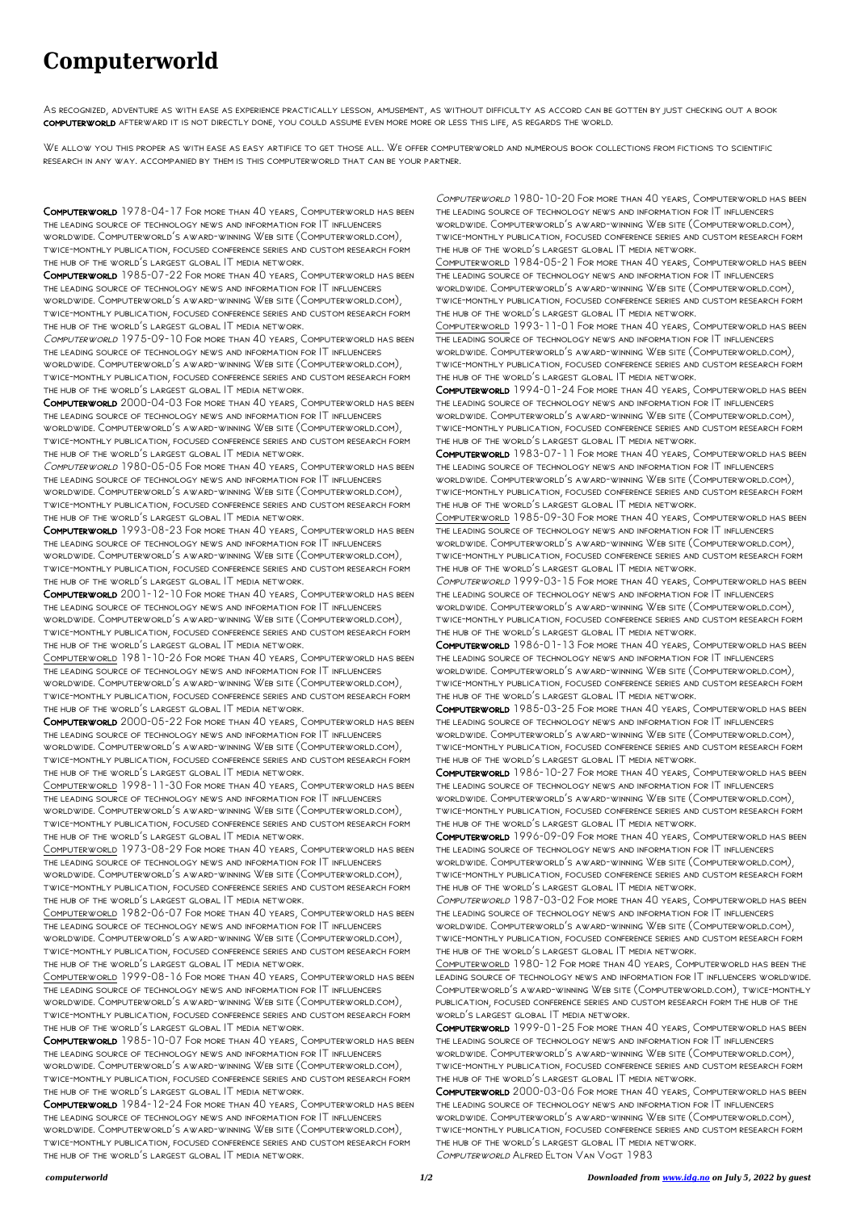# Computerworld

As recognized, adventure as with ease as experience practically lesson, amusement, as without difficulty as accord can be gotten by just checking out a book **computerworld** afterward it is not directly done, you could assume even more more or less this life, as regards the world.

We allow you this proper as with ease as easy artifice to get those all. We offer computerworld and numerous book collections from fictions to scientific research in any way. accompanied by them is this computerworld that can be your partner.

**Computerworld** 1978-04-17 For more than 40 years, Computerworld has been the leading source of technology news and information for IT influencers worldwide. Computerworld's award-winning Web site (Computerworld.com), twice-monthly publication, focused conference series and custom research form the hub of the world's largest global IT media network.

**Computerworld** 1985-07-22 For more than 40 years, Computerworld has been the leading source of technology news and information for IT influencers worldwide. Computerworld's award-winning Web site (Computerworld.com), twice-monthly publication, focused conference series and custom research form the hub of the world's largest global IT media network.

*Computerworld* 1975-09-10 For more than 40 years, Computerworld has been the leading source of technology news and information for IT influencers worldwide. Computerworld's award-winning Web site (Computerworld.com), twice-monthly publication, focused conference series and custom research form the hub of the world's largest global IT media network.

**Computerworld** 2000-04-03 For more than 40 years, Computerworld has been the leading source of technology news and information for IT influencers worldwide. Computerworld's award-winning Web site (Computerworld.com), twice-monthly publication, focused conference series and custom research form the hub of the world's largest global IT media network.

*Computerworld* 1980-05-05 For more than 40 years, Computerworld has been the leading source of technology news and information for IT influencers worldwide. Computerworld's award-winning Web site (Computerworld.com), twice-monthly publication, focused conference series and custom research form the hub of the world's largest global IT media network.

**Computerworld** 1993-08-23 For more than 40 years, Computerworld has been the leading source of technology news and information for IT influencers worldwide. Computerworld's award-winning Web site (Computerworld.com), twice-monthly publication, focused conference series and custom research form the hub of the world's largest global IT media network.

**Computerworld** 2001-12-10 For more than 40 years, Computerworld has been the leading source of technology news and information for IT influencers worldwide. Computerworld's award-winning Web site (Computerworld.com), twice-monthly publication, focused conference series and custom research form the hub of the world's largest global IT media network.

Computerworld 1981-10-26 For more than 40 years, Computerworld has been the leading source of technology news and information for IT influencers worldwide. Computerworld's award-winning Web site (Computerworld.com), twice-monthly publication, focused conference series and custom research form the hub of the world's largest global IT media network.

**Computerworld** 2000-05-22 For more than 40 years, Computerworld has been the leading source of technology news and information for IT influencers worldwide. Computerworld's award-winning Web site (Computerworld.com), twice-monthly publication, focused conference series and custom research form the hub of the world's largest global IT media network.

Computerworld 1998-11-30 For more than 40 years, Computerworld has been the leading source of technology news and information for IT influencers worldwide. Computerworld's award-winning Web site (Computerworld.com), twice-monthly publication, focused conference series and custom research form the hub of the world's largest global IT media network.

Computerworld 1973-08-29 For more than 40 years, Computerworld has been the leading source of technology news and information for IT influencers worldwide. Computerworld's award-winning Web site (Computerworld.com), twice-monthly publication, focused conference series and custom research form the hub of the world's largest global IT media network.

Computerworld 1982-06-07 For more than 40 years, Computerworld has been the leading source of technology news and information for IT influencers worldwide. Computerworld's award-winning Web site (Computerworld.com), twice-monthly publication, focused conference series and custom research form the hub of the world's largest global IT media network.

Computerworld 1999-08-16 For more than 40 years, Computerworld has been the leading source of technology news and information for IT influencers worldwide. Computerworld's award-winning Web site (Computerworld.com), twice-monthly publication, focused conference series and custom research form the hub of the world's largest global IT media network.

**Computerworld** 1985-10-07 For more than 40 years, Computerworld has been the leading source of technology news and information for IT influencers worldwide. Computerworld's award-winning Web site (Computerworld.com), twice-monthly publication, focused conference series and custom research form the hub of the world's largest global IT media network.

**Computerworld** 1984-12-24 For more than 40 years, Computerworld has been the leading source of technology news and information for IT influencers worldwide. Computerworld's award-winning Web site (Computerworld.com), twice-monthly publication, focused conference series and custom research form the hub of the world's largest global IT media network.

*Computerworld* 1980-10-20 For more than 40 years, Computerworld has been the leading source of technology news and information for IT influencers worldwide. Computerworld's award-winning Web site (Computerworld.com), twice-monthly publication, focused conference series and custom research form the hub of the world's largest global IT media network.

Computerworld 1984-05-21 For more than 40 years, Computerworld has been the leading source of technology news and information for IT influencers worldwide. Computerworld's award-winning Web site (Computerworld.com), twice-monthly publication, focused conference series and custom research form the hub of the world's largest global IT media network.

Computerworld 1993-11-01 For more than 40 years, Computerworld has been the leading source of technology news and information for IT influencers worldwide. Computerworld's award-winning Web site (Computerworld.com), twice-monthly publication, focused conference series and custom research form the hub of the world's largest global IT media network.

**Computerworld** 1994-01-24 For more than 40 years, Computerworld has been the leading source of technology news and information for IT influencers worldwide. Computerworld's award-winning Web site (Computerworld.com), twice-monthly publication, focused conference series and custom research form the hub of the world's largest global IT media network.

**Computerworld** 1983-07-11 For more than 40 years, Computerworld has been the leading source of technology news and information for IT influencers worldwide. Computerworld's award-winning Web site (Computerworld.com), twice-monthly publication, focused conference series and custom research form the hub of the world's largest global IT media network.

Computerworld 1985-09-30 For more than 40 years, Computerworld has been the leading source of technology news and information for IT influencers worldwide. Computerworld's award-winning Web site (Computerworld.com), twice-monthly publication, focused conference series and custom research form the hub of the world's largest global IT media network.

*Computerworld* 1999-03-15 For more than 40 years, Computerworld has been the leading source of technology news and information for IT influencers worldwide. Computerworld's award-winning Web site (Computerworld.com), twice-monthly publication, focused conference series and custom research form the hub of the world's largest global IT media network.

**Computerworld** 1986-01-13 For more than 40 years, Computerworld has been the leading source of technology news and information for IT influencers worldwide. Computerworld's award-winning Web site (Computerworld.com), twice-monthly publication, focused conference series and custom research form the hub of the world's largest global IT media network.

**Computerworld** 1985-03-25 For more than 40 years, Computerworld has been the leading source of technology news and information for IT influencers worldwide. Computerworld's award-winning Web site (Computerworld.com), twice-monthly publication, focused conference series and custom research form the hub of the world's largest global IT media network.

**Computerworld** 1986-10-27 For more than 40 years, Computerworld has been the leading source of technology news and information for IT influencers worldwide. Computerworld's award-winning Web site (Computerworld.com), twice-monthly publication, focused conference series and custom research form the hub of the world's largest global IT media network.

**Computerworld** 1996-09-09 For more than 40 years, Computerworld has been the leading source of technology news and information for IT influencers worldwide. Computerworld's award-winning Web site (Computerworld.com), twice-monthly publication, focused conference series and custom research form the hub of the world's largest global IT media network.

*Computerworld* 1987-03-02 For more than 40 years, Computerworld has been the leading source of technology news and information for IT influencers worldwide. Computerworld's award-winning Web site (Computerworld.com), twice-monthly publication, focused conference series and custom research form the hub of the world's largest global IT media network.

Computerworld 1980-12 For more than 40 years, Computerworld has been the leading source of technology news and information for IT influencers worldwide. Computerworld's award-winning Web site (Computerworld.com), twice-monthly publication, focused conference series and custom research form the hub of the world's largest global IT media network.

**Computerworld** 1999-01-25 For more than 40 years, Computerworld has been the leading source of technology news and information for IT influencers worldwide. Computerworld's award-winning Web site (Computerworld.com), twice-monthly publication, focused conference series and custom research form the hub of the world's largest global IT media network.

**Computerworld** 2000-03-06 For more than 40 years, Computerworld has been the leading source of technology news and information for IT influencers worldwide. Computerworld's award-winning Web site (Computerworld.com), twice-monthly publication, focused conference series and custom research form the hub of the world's largest global IT media network.

*Computerworld* Alfred Elton Van Vogt 1983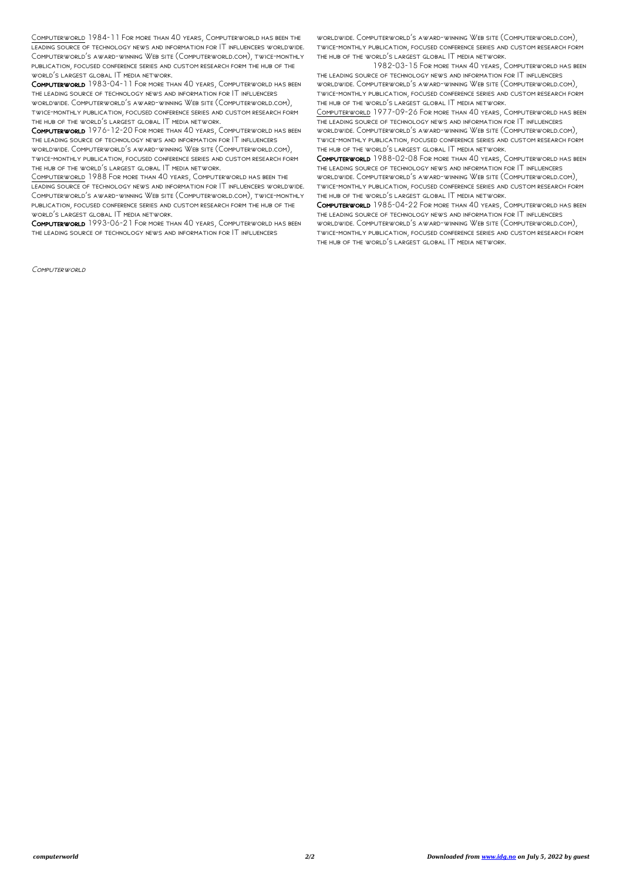Computerworld 1984-11 For more than 40 years, Computerworld has been the leading source of technology news and information for IT influencers worldwide. Computerworld's award-winning Web site (Computerworld.com), twice-monthly publication, focused conference series and custom research form the hub of the world's largest global IT media network.

**Computerworld** 1983-04-11 For more than 40 years, Computerworld has been the leading source of technology news and information for IT influencers worldwide. Computerworld's award-winning Web site (Computerworld.com), twice-monthly publication, focused conference series and custom research form the hub of the world's largest global IT media network.

**Computerworld** 1976-12-20 For more than 40 years, Computerworld has been the leading source of technology news and information for IT influencers worldwide. Computerworld's award-winning Web site (Computerworld.com), twice-monthly publication, focused conference series and custom research form the hub of the world's largest global IT media network.

Computerworld 1988 For more than 40 years, Computerworld has been the leading source of technology news and information for IT influencers worldwide. Computerworld's award-winning Web site (Computerworld.com), twice-monthly publication, focused conference series and custom research form the hub of the world's largest global IT media network.

**Computerworld** 1993-06-21 For more than 40 years, Computerworld has been the leading source of technology news and information for IT influencers worldwide. Computerworld's award-winning Web site (Computerworld.com), twice-monthly publication, focused conference series and custom research form the hub of the world's largest global IT media network.

1982-03-15 For more than 40 years, Computerworld has been the leading source of technology news and information for IT influencers worldwide. Computerworld's award-winning Web site (Computerworld.com), twice-monthly publication, focused conference series and custom research form the hub of the world's largest global IT media network.

Computerworld 1977-09-26 For more than 40 years, Computerworld has been the leading source of technology news and information for IT influencers worldwide. Computerworld's award-winning Web site (Computerworld.com), twice-monthly publication, focused conference series and custom research form the hub of the world's largest global IT media network.

**Computerworld** 1988-02-08 For more than 40 years, Computerworld has been the leading source of technology news and information for IT influencers worldwide. Computerworld's award-winning Web site (Computerworld.com), twice-monthly publication, focused conference series and custom research form the hub of the world's largest global IT media network.

**Computerworld** 1985-04-22 For more than 40 years, Computerworld has been the leading source of technology news and information for IT influencers worldwide. Computerworld's award-winning Web site (Computerworld.com), twice-monthly publication, focused conference series and custom research form the hub of the world's largest global IT media network.

Computerworld